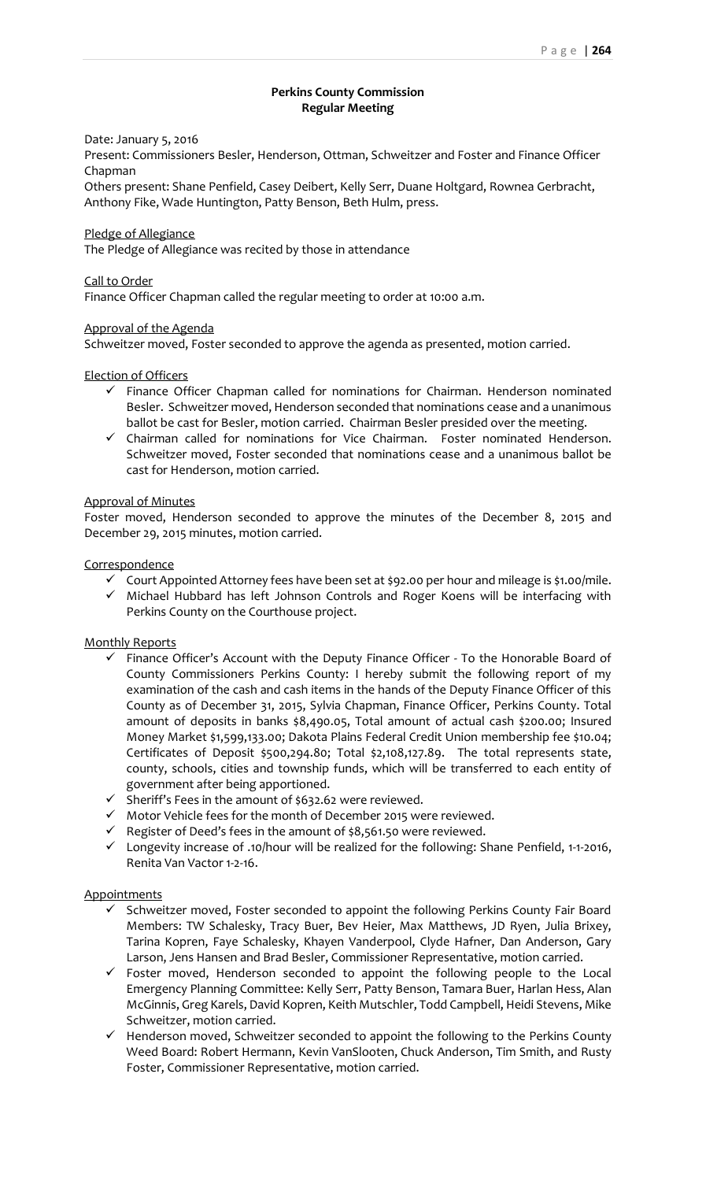**Perkins County Commission**
**Regular Meeting**

Date: January 5, 2016

Present: Commissioners Besler, Henderson, Ottman, Schweitzer and Foster and Finance Officer Chapman

Others present: Shane Penfield, Casey Deibert, Kelly Serr, Duane Holtgard, Rownea Gerbracht, Anthony Fike, Wade Huntington, Patty Benson, Beth Hulm, press.

Pledge of Allegiance

The Pledge of Allegiance was recited by those in attendance

Call to Order

Finance Officer Chapman called the regular meeting to order at 10:00 a.m.

Approval of the Agenda

Schweitzer moved, Foster seconded to approve the agenda as presented, motion carried.

Election of Officers

- ✓ Finance Officer Chapman called for nominations for Chairman. Henderson nominated Besler. Schweitzer moved, Henderson seconded that nominations cease and a unanimous ballot be cast for Besler, motion carried. Chairman Besler presided over the meeting.
- ✓ Chairman called for nominations for Vice Chairman. Foster nominated Henderson. Schweitzer moved, Foster seconded that nominations cease and a unanimous ballot be cast for Henderson, motion carried.

Approval of Minutes

Foster moved, Henderson seconded to approve the minutes of the December 8, 2015 and December 29, 2015 minutes, motion carried.

Correspondence

- ✓ Court Appointed Attorney fees have been set at $92.00 per hour and mileage is $1.00/mile.
- ✓ Michael Hubbard has left Johnson Controls and Roger Koens will be interfacing with Perkins County on the Courthouse project.

Monthly Reports

- ✓ Finance Officer's Account with the Deputy Finance Officer - To the Honorable Board of County Commissioners Perkins County: I hereby submit the following report of my examination of the cash and cash items in the hands of the Deputy Finance Officer of this County as of December 31, 2015, Sylvia Chapman, Finance Officer, Perkins County. Total amount of deposits in banks $8,490.05, Total amount of actual cash $200.00; Insured Money Market $1,599,133.00; Dakota Plains Federal Credit Union membership fee $10.04; Certificates of Deposit $500,294.80; Total $2,108,127.89. The total represents state, county, schools, cities and township funds, which will be transferred to each entity of government after being apportioned.
- ✓ Sheriff's Fees in the amount of $632.62 were reviewed.
- ✓ Motor Vehicle fees for the month of December 2015 were reviewed.
- ✓ Register of Deed's fees in the amount of $8,561.50 were reviewed.
- ✓ Longevity increase of .10/hour will be realized for the following: Shane Penfield, 1-1-2016, Renita Van Vactor 1-2-16.

Appointments

- ✓ Schweitzer moved, Foster seconded to appoint the following Perkins County Fair Board Members: TW Schalesky, Tracy Buer, Bev Heier, Max Matthews, JD Ryen, Julia Brixey, Tarina Kopren, Faye Schalesky, Khayen Vanderpool, Clyde Hafner, Dan Anderson, Gary Larson, Jens Hansen and Brad Besler, Commissioner Representative, motion carried.
- ✓ Foster moved, Henderson seconded to appoint the following people to the Local Emergency Planning Committee: Kelly Serr, Patty Benson, Tamara Buer, Harlan Hess, Alan McGinnis, Greg Karels, David Kopren, Keith Mutschler, Todd Campbell, Heidi Stevens, Mike Schweitzer, motion carried.
- ✓ Henderson moved, Schweitzer seconded to appoint the following to the Perkins County Weed Board: Robert Hermann, Kevin VanSlooten, Chuck Anderson, Tim Smith, and Rusty Foster, Commissioner Representative, motion carried.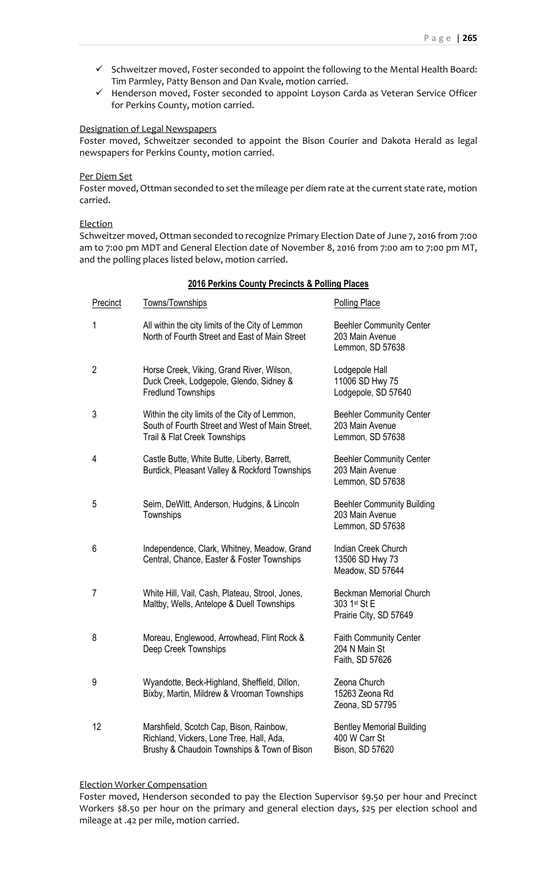- ✓ Schweitzer moved, Foster seconded to appoint the following to the Mental Health Board: Tim Parmley, Patty Benson and Dan Kvale, motion carried.
- ✓ Henderson moved, Foster seconded to appoint Loyson Carda as Veteran Service Officer for Perkins County, motion carried.

Designation of Legal Newspapers

Foster moved, Schweitzer seconded to appoint the Bison Courier and Dakota Herald as legal newspapers for Perkins County, motion carried.

Per Diem Set

Foster moved, Ottman seconded to set the mileage per diem rate at the current state rate, motion carried.

Election

Schweitzer moved, Ottman seconded to recognize Primary Election Date of June 7, 2016 from 7:00 am to 7:00 pm MDT and General Election date of November 8, 2016 from 7:00 am to 7:00 pm MT, and the polling places listed below, motion carried.

**2016 Perkins County Precincts & Polling Places**

| Precinct | Towns/Townships | Polling Place |
|---|---|---|
| 1 | All within the city limits of the City of Lemmon North of Fourth Street and East of Main Street | Beehler Community Center<br>203 Main Avenue<br>Lemmon, SD 57638 |
| 2 | Horse Creek, Viking, Grand River, Wilson, Duck Creek, Lodgepole, Glendo, Sidney & Fredlund Townships | Lodgepole Hall<br>11006 SD Hwy 75<br>Lodgepole, SD 57640 |
| 3 | Within the city limits of the City of Lemmon, South of Fourth Street and West of Main Street, Trail & Flat Creek Townships | Beehler Community Center<br>203 Main Avenue<br>Lemmon, SD 57638 |
| 4 | Castle Butte, White Butte, Liberty, Barrett, Burdick, Pleasant Valley & Rockford Townships | Beehler Community Center<br>203 Main Avenue<br>Lemmon, SD 57638 |
| 5 | Seim, DeWitt, Anderson, Hudgins, & Lincoln Townships | Beehler Community Building<br>203 Main Avenue<br>Lemmon, SD 57638 |
| 6 | Independence, Clark, Whitney, Meadow, Grand Central, Chance, Easter & Foster Townships | Indian Creek Church<br>13506 SD Hwy 73<br>Meadow, SD 57644 |
| 7 | White Hill, Vail, Cash, Plateau, Strool, Jones, Maltby, Wells, Antelope & Duell Townships | Beckman Memorial Church<br>303 1st St E<br>Prairie City, SD 57649 |
| 8 | Moreau, Englewood, Arrowhead, Flint Rock & Deep Creek Townships | Faith Community Center<br>204 N Main St<br>Faith, SD 57626 |
| 9 | Wyandotte, Beck-Highland, Sheffield, Dillon, Bixby, Martin, Mildrew & Vrooman Townships | Zeona Church<br>15263 Zeona Rd<br>Zeona, SD 57795 |
| 12 | Marshfield, Scotch Cap, Bison, Rainbow, Richland, Vickers, Lone Tree, Hall, Ada, Brushy & Chaudoin Townships & Town of Bison | Bentley Memorial Building<br>400 W Carr St<br>Bison, SD 57620 |

Election Worker Compensation

Foster moved, Henderson seconded to pay the Election Supervisor $9.50 per hour and Precinct Workers $8.50 per hour on the primary and general election days, $25 per election school and mileage at .42 per mile, motion carried.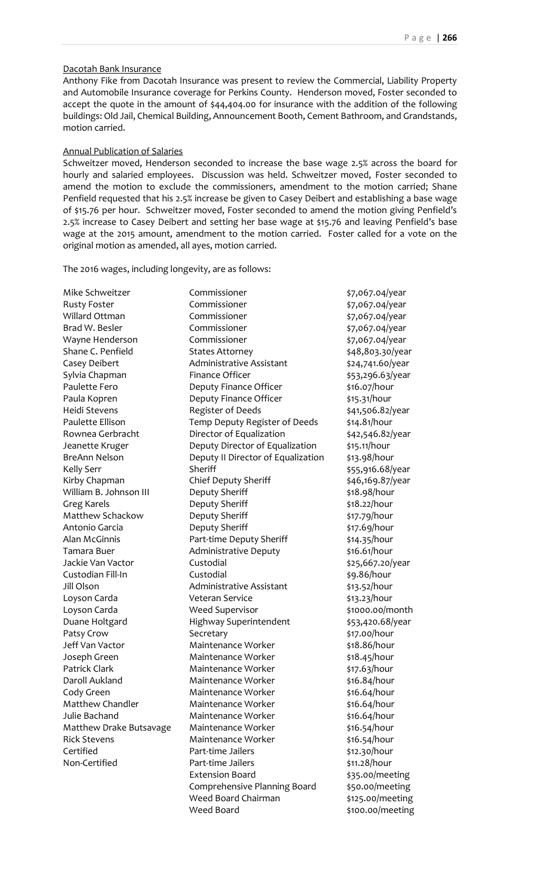Dacotah Bank Insurance

Anthony Fike from Dacotah Insurance was present to review the Commercial, Liability Property and Automobile Insurance coverage for Perkins County. Henderson moved, Foster seconded to accept the quote in the amount of $44,404.00 for insurance with the addition of the following buildings: Old Jail, Chemical Building, Announcement Booth, Cement Bathroom, and Grandstands, motion carried.

Annual Publication of Salaries

Schweitzer moved, Henderson seconded to increase the base wage 2.5% across the board for hourly and salaried employees. Discussion was held. Schweitzer moved, Foster seconded to amend the motion to exclude the commissioners, amendment to the motion carried; Shane Penfield requested that his 2.5% increase be given to Casey Deibert and establishing a base wage of $15.76 per hour. Schweitzer moved, Foster seconded to amend the motion giving Penfield's 2.5% increase to Casey Deibert and setting her base wage at $15.76 and leaving Penfield's base wage at the 2015 amount, amendment to the motion carried. Foster called for a vote on the original motion as amended, all ayes, motion carried.

The 2016 wages, including longevity, are as follows:

| | | |
|---|---|---|
| Mike Schweitzer | Commissioner | $7,067.04/year |
| Rusty Foster | Commissioner | $7,067.04/year |
| Willard Ottman | Commissioner | $7,067.04/year |
| Brad W. Besler | Commissioner | $7,067.04/year |
| Wayne Henderson | Commissioner | $7,067.04/year |
| Shane C. Penfield | States Attorney | $48,803.30/year |
| Casey Deibert | Administrative Assistant | $24,741.60/year |
| Sylvia Chapman | Finance Officer | $53,296.63/year |
| Paulette Fero | Deputy Finance Officer | $16.07/hour |
| Paula Kopren | Deputy Finance Officer | $15.31/hour |
| Heidi Stevens | Register of Deeds | $41,506.82/year |
| Paulette Ellison | Temp Deputy Register of Deeds | $14.81/hour |
| Rownea Gerbracht | Director of Equalization | $42,546.82/year |
| Jeanette Kruger | Deputy Director of Equalization | $15.11/hour |
| BreAnn Nelson | Deputy II Director of Equalization | $13.98/hour |
| Kelly Serr | Sheriff | $55,916.68/year |
| Kirby Chapman | Chief Deputy Sheriff | $46,169.87/year |
| William B. Johnson III | Deputy Sheriff | $18.98/hour |
| Greg Karels | Deputy Sheriff | $18.22/hour |
| Matthew Schackow | Deputy Sheriff | $17.79/hour |
| Antonio Garcia | Deputy Sheriff | $17.69/hour |
| Alan McGinnis | Part-time Deputy Sheriff | $14.35/hour |
| Tamara Buer | Administrative Deputy | $16.61/hour |
| Jackie Van Vactor | Custodial | $25,667.20/year |
| Custodian Fill-In | Custodial | $9.86/hour |
| Jill Olson | Administrative Assistant | $13.52/hour |
| Loyson Carda | Veteran Service | $13.23/hour |
| Loyson Carda | Weed Supervisor | $1000.00/month |
| Duane Holtgard | Highway Superintendent | $53,420.68/year |
| Patsy Crow | Secretary | $17.00/hour |
| Jeff Van Vactor | Maintenance Worker | $18.86/hour |
| Joseph Green | Maintenance Worker | $18.45/hour |
| Patrick Clark | Maintenance Worker | $17.63/hour |
| Daroll Aukland | Maintenance Worker | $16.84/hour |
| Cody Green | Maintenance Worker | $16.64/hour |
| Matthew Chandler | Maintenance Worker | $16.64/hour |
| Julie Bachand | Maintenance Worker | $16.64/hour |
| Matthew Drake Butsavage | Maintenance Worker | $16.54/hour |
| Rick Stevens | Maintenance Worker | $16.54/hour |
| Certified | Part-time Jailers | $12.30/hour |
| Non-Certified | Part-time Jailers | $11.28/hour |
| | Extension Board | $35.00/meeting |
| | Comprehensive Planning Board | $50.00/meeting |
| | Weed Board Chairman | $125.00/meeting |
| | Weed Board | $100.00/meeting |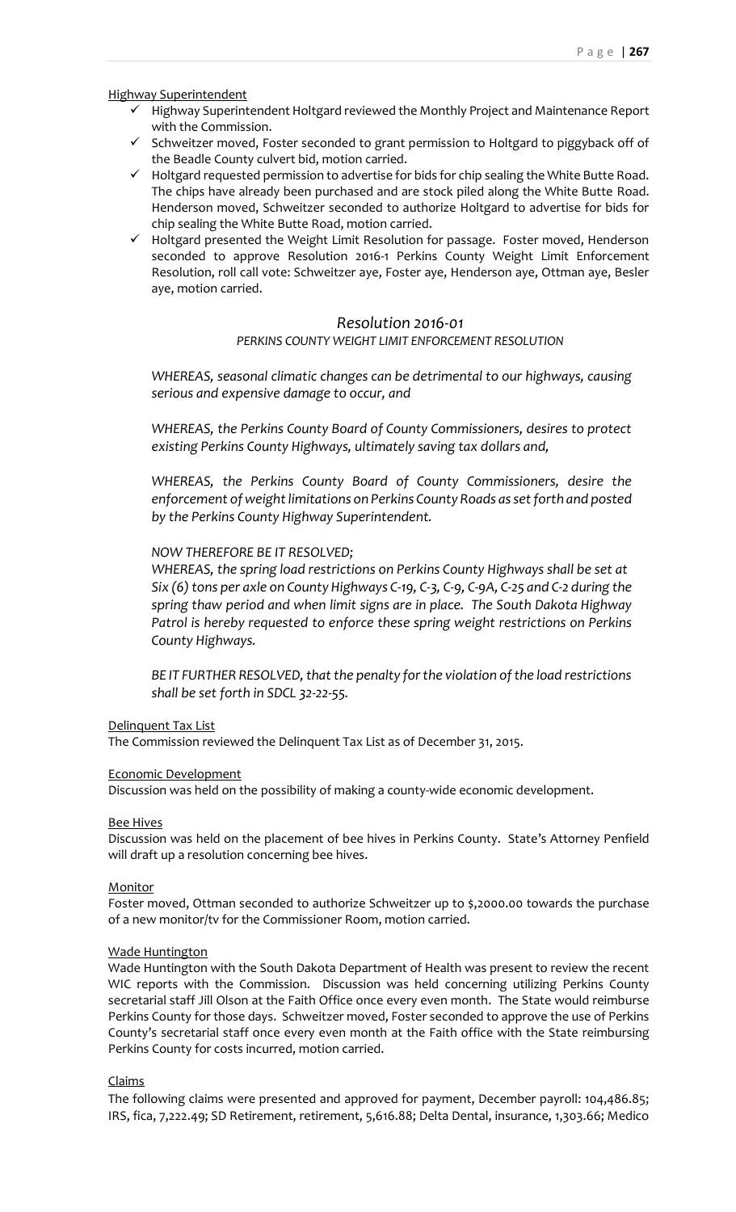Highway Superintendent

- ✓ Highway Superintendent Holtgard reviewed the Monthly Project and Maintenance Report with the Commission.
- ✓ Schweitzer moved, Foster seconded to grant permission to Holtgard to piggyback off of the Beadle County culvert bid, motion carried.
- ✓ Holtgard requested permission to advertise for bids for chip sealing the White Butte Road. The chips have already been purchased and are stock piled along the White Butte Road. Henderson moved, Schweitzer seconded to authorize Holtgard to advertise for bids for chip sealing the White Butte Road, motion carried.
- ✓ Holtgard presented the Weight Limit Resolution for passage. Foster moved, Henderson seconded to approve Resolution 2016-1 Perkins County Weight Limit Enforcement Resolution, roll call vote: Schweitzer aye, Foster aye, Henderson aye, Ottman aye, Besler aye, motion carried.

### *Resolution 2016-01*

*PERKINS COUNTY WEIGHT LIMIT ENFORCEMENT RESOLUTION*

*WHEREAS, seasonal climatic changes can be detrimental to our highways, causing serious and expensive damage to occur, and*

*WHEREAS, the Perkins County Board of County Commissioners, desires to protect existing Perkins County Highways, ultimately saving tax dollars and,*

*WHEREAS, the Perkins County Board of County Commissioners, desire the enforcement of weight limitations on Perkins County Roads as set forth and posted by the Perkins County Highway Superintendent.*

*NOW THEREFORE BE IT RESOLVED;*
*WHEREAS, the spring load restrictions on Perkins County Highways shall be set at Six (6) tons per axle on County Highways C-19, C-3, C-9, C-9A, C-25 and C-2 during the spring thaw period and when limit signs are in place. The South Dakota Highway Patrol is hereby requested to enforce these spring weight restrictions on Perkins County Highways.*

*BE IT FURTHER RESOLVED, that the penalty for the violation of the load restrictions shall be set forth in SDCL 32-22-55.*

Delinquent Tax List
The Commission reviewed the Delinquent Tax List as of December 31, 2015.

Economic Development
Discussion was held on the possibility of making a county-wide economic development.

Bee Hives
Discussion was held on the placement of bee hives in Perkins County. State's Attorney Penfield will draft up a resolution concerning bee hives.

Monitor
Foster moved, Ottman seconded to authorize Schweitzer up to $,2000.00 towards the purchase of a new monitor/tv for the Commissioner Room, motion carried.

Wade Huntington
Wade Huntington with the South Dakota Department of Health was present to review the recent WIC reports with the Commission. Discussion was held concerning utilizing Perkins County secretarial staff Jill Olson at the Faith Office once every even month. The State would reimburse Perkins County for those days. Schweitzer moved, Foster seconded to approve the use of Perkins County's secretarial staff once every even month at the Faith office with the State reimbursing Perkins County for costs incurred, motion carried.

Claims
The following claims were presented and approved for payment, December payroll: 104,486.85; IRS, fica, 7,222.49; SD Retirement, retirement, 5,616.88; Delta Dental, insurance, 1,303.66; Medico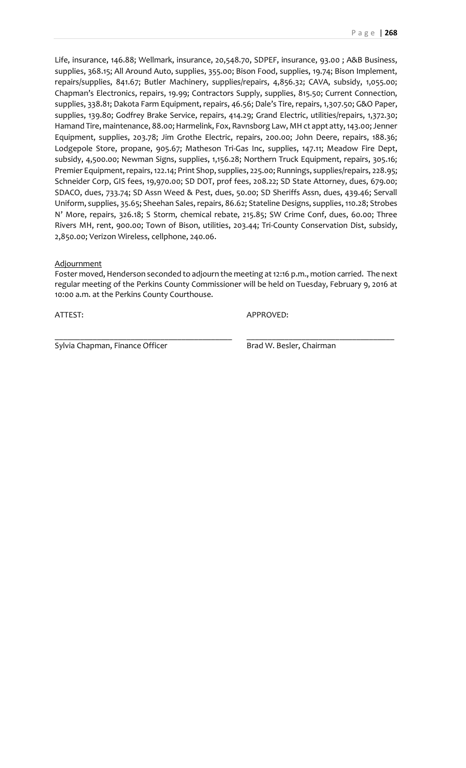Life, insurance, 146.88; Wellmark, insurance, 20,548.70, SDPEF, insurance, 93.00 ; A&B Business, supplies, 368.15; All Around Auto, supplies, 355.00; Bison Food, supplies, 19.74; Bison Implement, repairs/supplies, 841.67; Butler Machinery, supplies/repairs, 4,856.32; CAVA, subsidy, 1,055.00; Chapman's Electronics, repairs, 19.99; Contractors Supply, supplies, 815.50; Current Connection, supplies, 338.81; Dakota Farm Equipment, repairs, 46.56; Dale's Tire, repairs, 1,307.50; G&O Paper, supplies, 139.80; Godfrey Brake Service, repairs, 414.29; Grand Electric, utilities/repairs, 1,372.30; Hamand Tire, maintenance, 88.00; Harmelink, Fox, Ravnsborg Law, MH ct appt atty, 143.00; Jenner Equipment, supplies, 203.78; Jim Grothe Electric, repairs, 200.00; John Deere, repairs, 188.36; Lodgepole Store, propane, 905.67; Matheson Tri-Gas Inc, supplies, 147.11; Meadow Fire Dept, subsidy, 4,500.00; Newman Signs, supplies, 1,156.28; Northern Truck Equipment, repairs, 305.16; Premier Equipment, repairs, 122.14; Print Shop, supplies, 225.00; Runnings, supplies/repairs, 228.95; Schneider Corp, GIS fees, 19,970.00; SD DOT, prof fees, 208.22; SD State Attorney, dues, 679.00; SDACO, dues, 733.74; SD Assn Weed & Pest, dues, 50.00; SD Sheriffs Assn, dues, 439.46; Servall Uniform, supplies, 35.65; Sheehan Sales, repairs, 86.62; Stateline Designs, supplies, 110.28; Strobes N' More, repairs, 326.18; S Storm, chemical rebate, 215.85; SW Crime Conf, dues, 60.00; Three Rivers MH, rent, 900.00; Town of Bison, utilities, 203.44; Tri-County Conservation Dist, subsidy, 2,850.00; Verizon Wireless, cellphone, 240.06.

Adjournment

Foster moved, Henderson seconded to adjourn the meeting at 12:16 p.m., motion carried. The next regular meeting of the Perkins County Commissioner will be held on Tuesday, February 9, 2016 at 10:00 a.m. at the Perkins County Courthouse.

ATTEST: APPROVED:

_____________________________________ _____________________________________

Sylvia Chapman, Finance Officer Brad W. Besler, Chairman